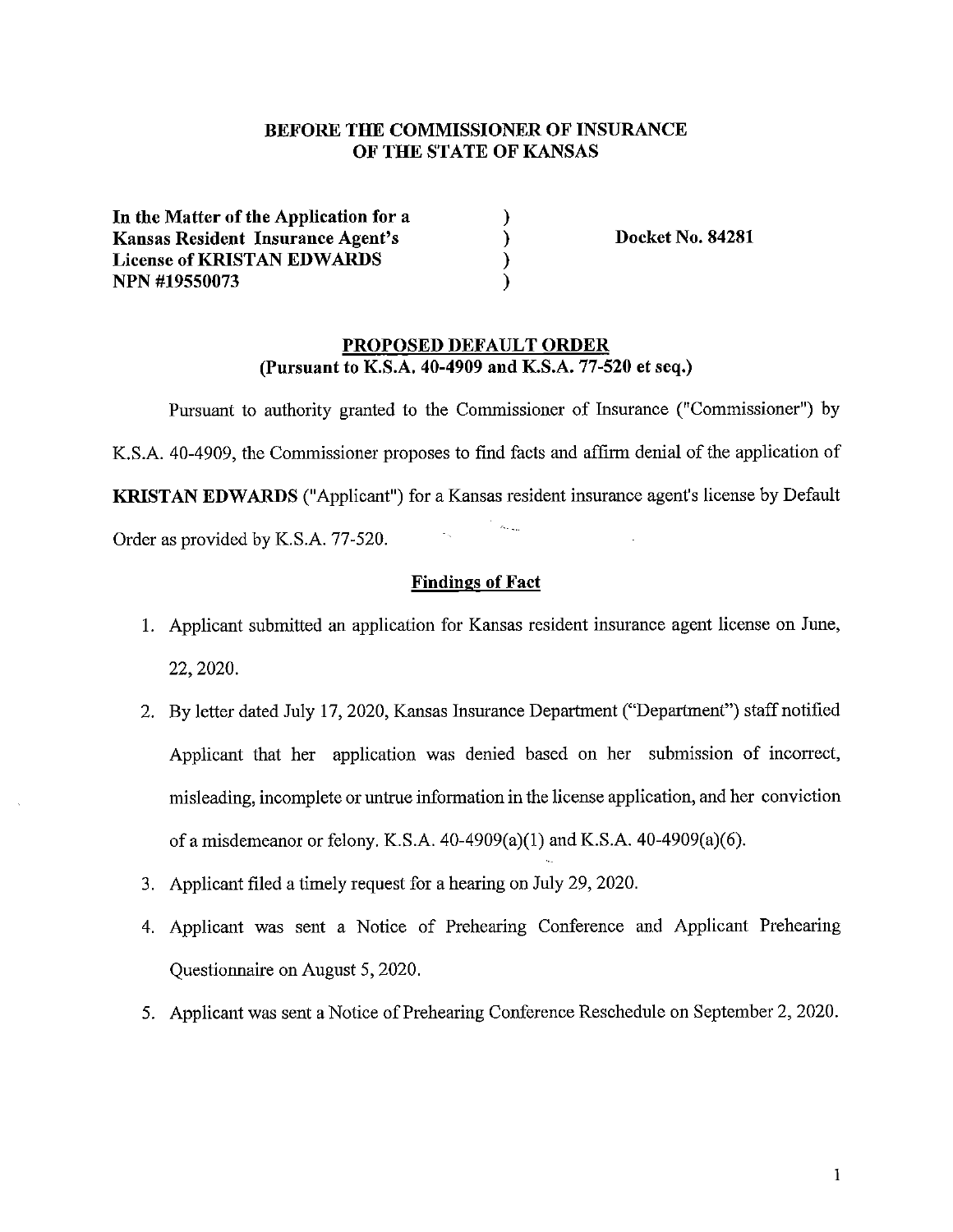**BEFORE THE COMMISSIONER OF INSURANCE**
**OF THE STATE OF KANSAS**

| | | |
|---|---|---|
| **In the Matter of the Application for a** | ) | |
| **Kansas Resident Insurance Agent's** | ) | **Docket No. 84281** |
| **License of KRISTAN EDWARDS** | ) | |
| **NPN #19550073** | ) | |

**PROPOSED DEFAULT ORDER**
**(Pursuant to K.S.A. 40-4909 and K.S.A. 77-520 et seq.)**

Pursuant to authority granted to the Commissioner of Insurance ("Commissioner") by K.S.A. 40-4909, the Commissioner proposes to find facts and affirm denial of the application of **KRISTAN EDWARDS** ("Applicant") for a Kansas resident insurance agent's license by Default Order as provided by K.S.A. 77-520.

**Findings of Fact**

1. Applicant submitted an application for Kansas resident insurance agent license on June, 22, 2020.
2. By letter dated July 17, 2020, Kansas Insurance Department ("Department") staff notified Applicant that her application was denied based on her submission of incorrect, misleading, incomplete or untrue information in the license application, and her conviction of a misdemeanor or felony. K.S.A. 40-4909(a)(1) and K.S.A. 40-4909(a)(6).
3. Applicant filed a timely request for a hearing on July 29, 2020.
4. Applicant was sent a Notice of Prehearing Conference and Applicant Prehearing Questionnaire on August 5, 2020.
5. Applicant was sent a Notice of Prehearing Conference Reschedule on September 2, 2020.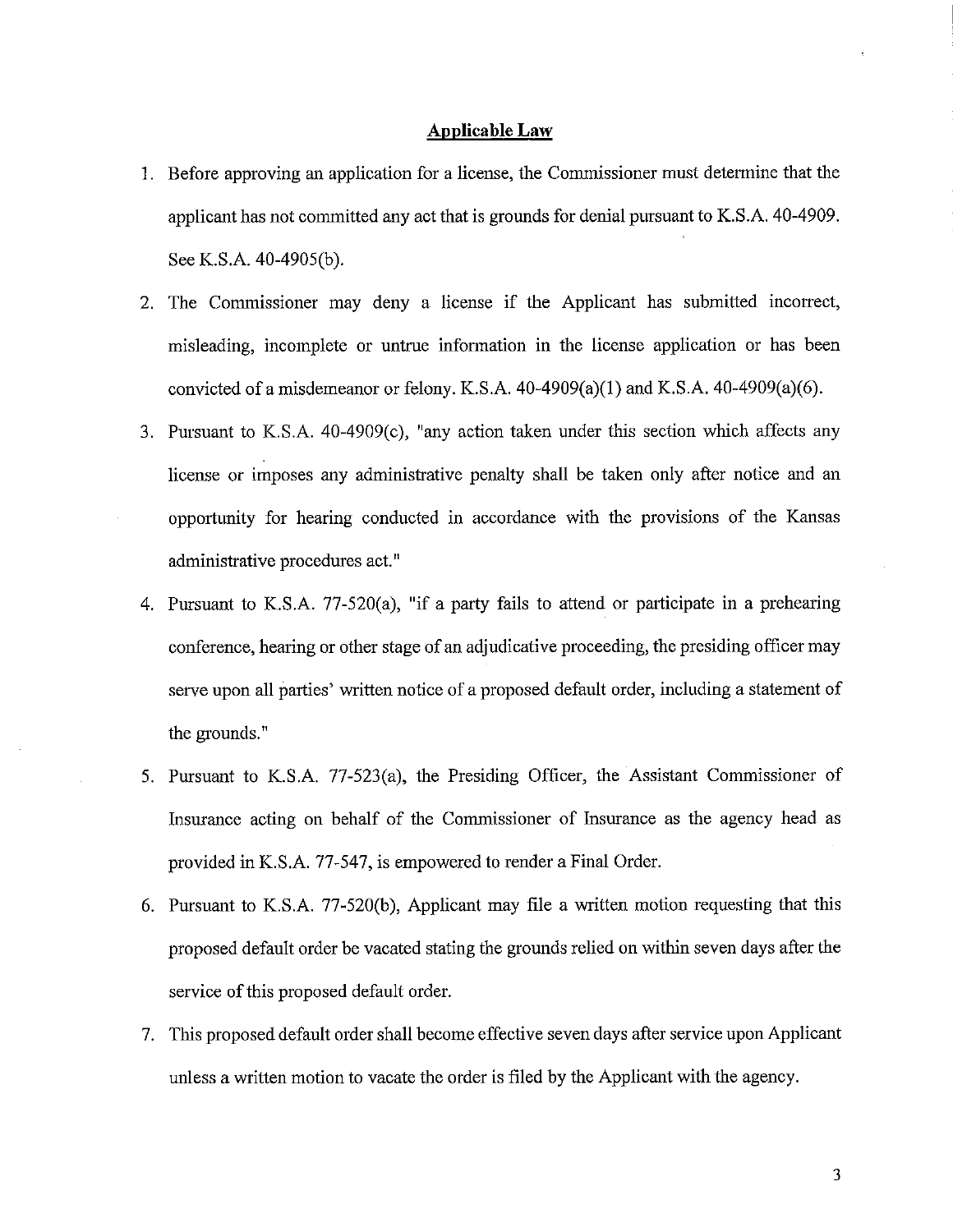## Applicable Law

1. Before approving an application for a license, the Commissioner must determine that the applicant has not committed any act that is grounds for denial pursuant to K.S.A. 40-4909. See K.S.A. 40-4905(b).

2. The Commissioner may deny a license if the Applicant has submitted incorrect, misleading, incomplete or untrue information in the license application or has been convicted of a misdemeanor or felony. K.S.A. 40-4909(a)(1) and K.S.A. 40-4909(a)(6).

3. Pursuant to K.S.A. 40-4909(c), "any action taken under this section which affects any license or imposes any administrative penalty shall be taken only after notice and an opportunity for hearing conducted in accordance with the provisions of the Kansas administrative procedures act."

4. Pursuant to K.S.A. 77-520(a), "if a party fails to attend or participate in a prehearing conference, hearing or other stage of an adjudicative proceeding, the presiding officer may serve upon all parties' written notice of a proposed default order, including a statement of the grounds."

5. Pursuant to K.S.A. 77-523(a), the Presiding Officer, the Assistant Commissioner of Insurance acting on behalf of the Commissioner of Insurance as the agency head as provided in K.S.A. 77-547, is empowered to render a Final Order.

6. Pursuant to K.S.A. 77-520(b), Applicant may file a written motion requesting that this proposed default order be vacated stating the grounds relied on within seven days after the service of this proposed default order.

7. This proposed default order shall become effective seven days after service upon Applicant unless a written motion to vacate the order is filed by the Applicant with the agency.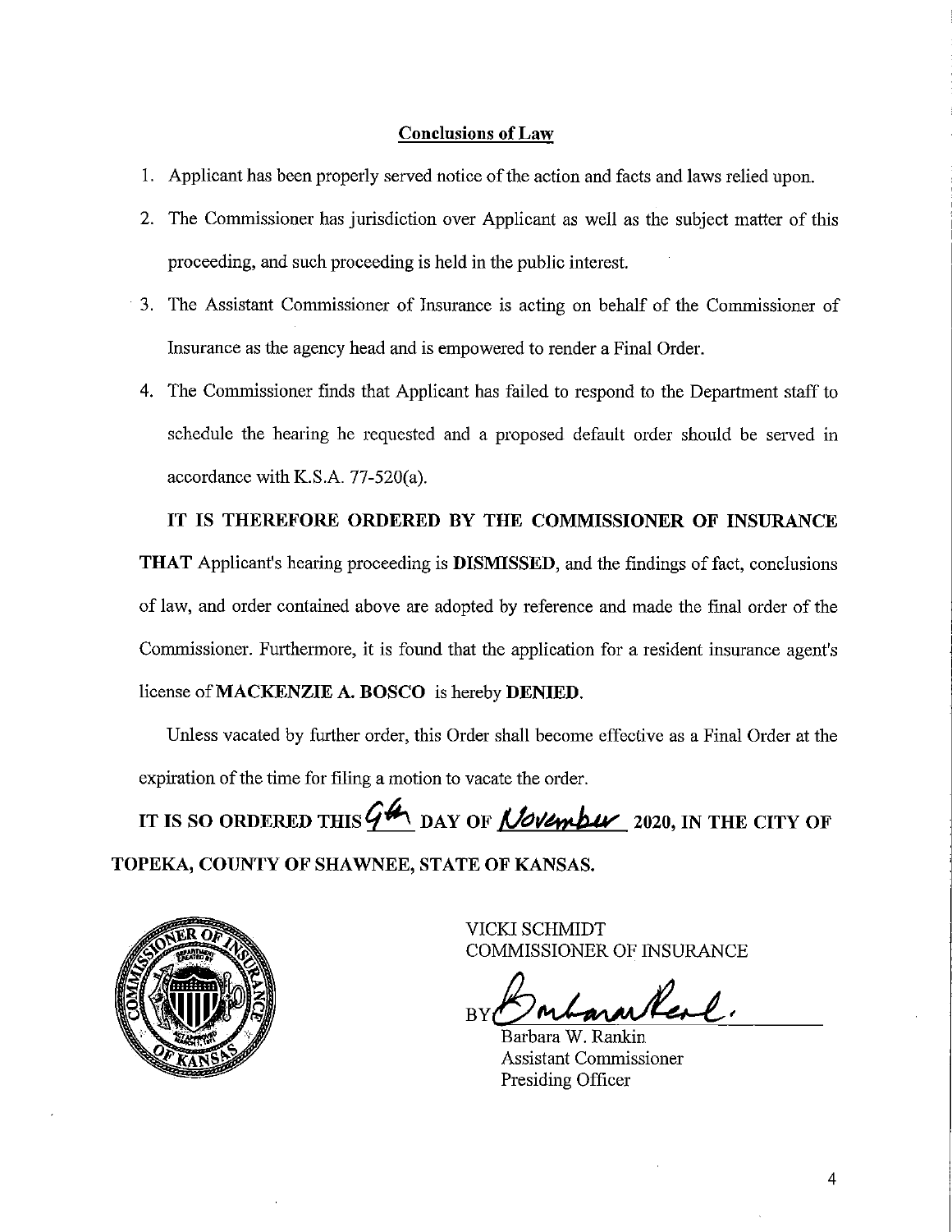## Conclusions of Law

1. Applicant has been properly served notice of the action and facts and laws relied upon.
2. The Commissioner has jurisdiction over Applicant as well as the subject matter of this proceeding, and such proceeding is held in the public interest.
3. The Assistant Commissioner of Insurance is acting on behalf of the Commissioner of Insurance as the agency head and is empowered to render a Final Order.
4. The Commissioner finds that Applicant has failed to respond to the Department staff to schedule the hearing he requested and a proposed default order should be served in accordance with K.S.A. 77-520(a).

**IT IS THEREFORE ORDERED BY THE COMMISSIONER OF INSURANCE THAT** Applicant's hearing proceeding is **DISMISSED**, and the findings of fact, conclusions of law, and order contained above are adopted by reference and made the final order of the Commissioner. Furthermore, it is found that the application for a resident insurance agent's license of **MACKENZIE A. BOSCO** is hereby **DENIED**.

Unless vacated by further order, this Order shall become effective as a Final Order at the expiration of the time for filing a motion to vacate the order.

**IT IS SO ORDERED THIS 9th DAY OF November 2020, IN THE CITY OF TOPEKA, COUNTY OF SHAWNEE, STATE OF KANSAS.**

VICKI SCHMIDT
COMMISSIONER OF INSURANCE

BY [signature]
Barbara W. Rankin
Assistant Commissioner
Presiding Officer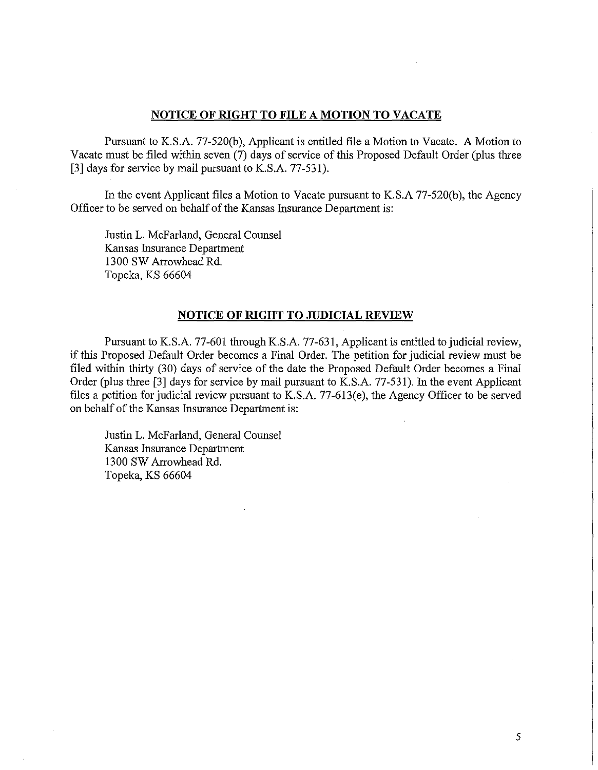## NOTICE OF RIGHT TO FILE A MOTION TO VACATE

Pursuant to K.S.A. 77-520(b), Applicant is entitled file a Motion to Vacate. A Motion to Vacate must be filed within seven (7) days of service of this Proposed Default Order (plus three [3] days for service by mail pursuant to K.S.A. 77-531).

In the event Applicant files a Motion to Vacate pursuant to K.S.A 77-520(b), the Agency Officer to be served on behalf of the Kansas Insurance Department is:

Justin L. McFarland, General Counsel
Kansas Insurance Department
1300 SW Arrowhead Rd.
Topeka, KS 66604

## NOTICE OF RIGHT TO JUDICIAL REVIEW

Pursuant to K.S.A. 77-601 through K.S.A. 77-631, Applicant is entitled to judicial review, if this Proposed Default Order becomes a Final Order. The petition for judicial review must be filed within thirty (30) days of service of the date the Proposed Default Order becomes a Final Order (plus three [3] days for service by mail pursuant to K.S.A. 77-531). In the event Applicant files a petition for judicial review pursuant to K.S.A. 77-613(e), the Agency Officer to be served on behalf of the Kansas Insurance Department is:

Justin L. McFarland, General Counsel
Kansas Insurance Department
1300 SW Arrowhead Rd.
Topeka, KS 66604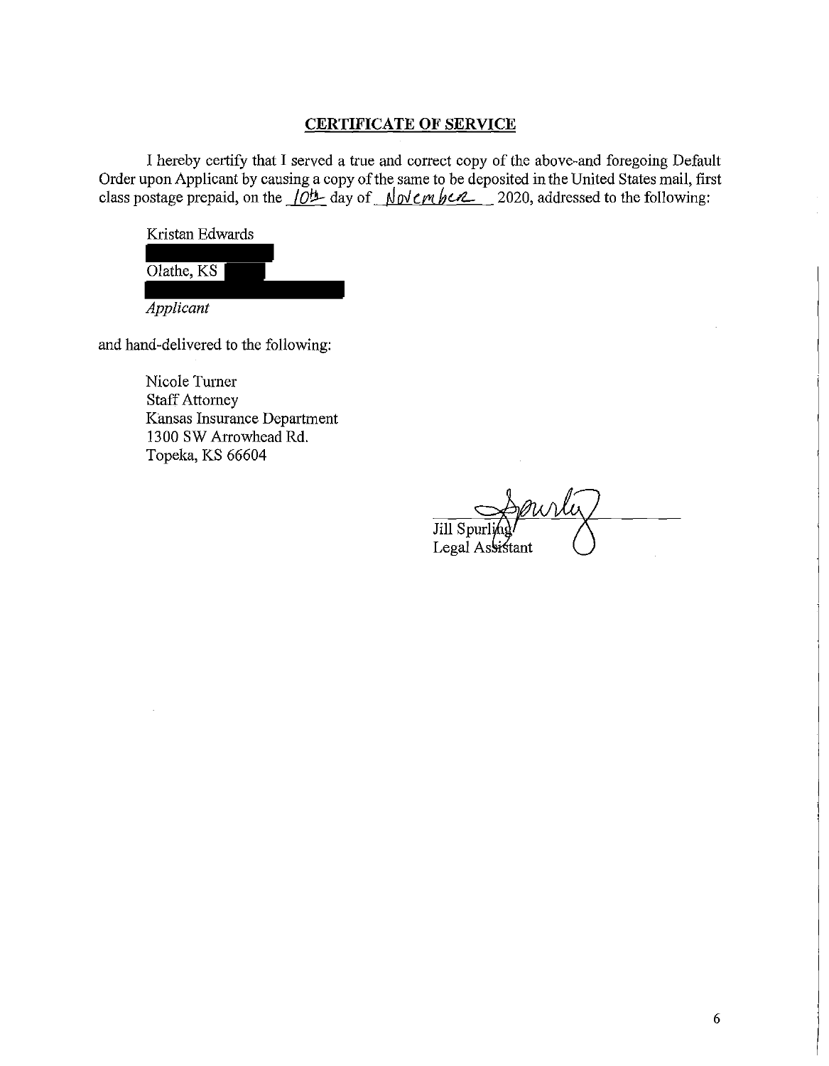## CERTIFICATE OF SERVICE

I hereby certify that I served a true and correct copy of the above-and foregoing Default Order upon Applicant by causing a copy of the same to be deposited in the United States mail, first class postage prepaid, on the 10th day of November 2020, addressed to the following:

Kristan Edwards
Olathe, KS
*Applicant*

and hand-delivered to the following:

Nicole Turner
Staff Attorney
Kansas Insurance Department
1300 SW Arrowhead Rd.
Topeka, KS 66604

Jill Spurling
Legal Assistant